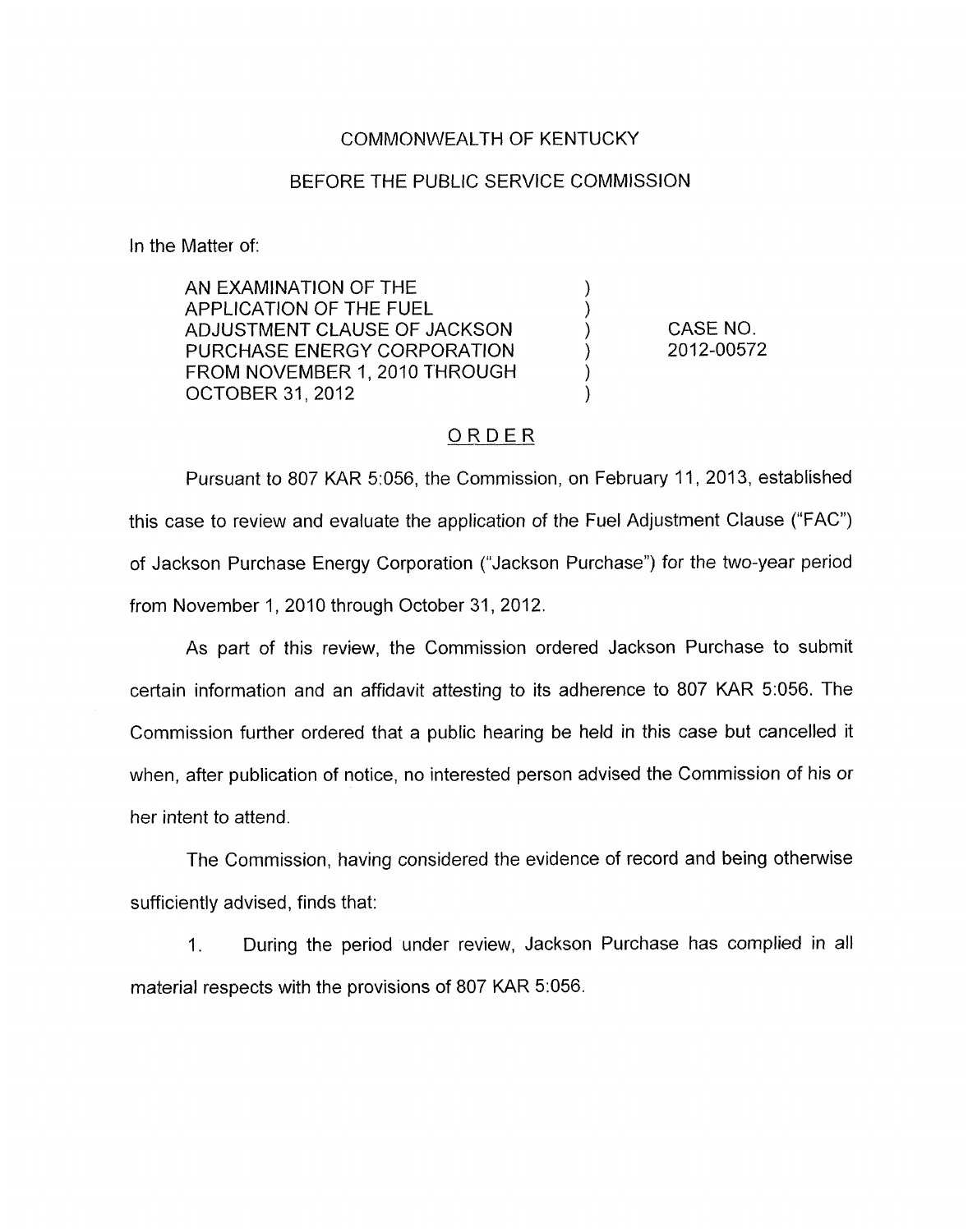COMMONWEALTH OF KENTUCKY

BEFORE THE PUBLIC SERVICE COMMISSION

In the Matter of:

| | | |
|---|---|---|
| AN EXAMINATION OF THE APPLICATION OF THE FUEL ADJUSTMENT CLAUSE OF JACKSON PURCHASE ENERGY CORPORATION FROM NOVEMBER 1, 2010 THROUGH OCTOBER 31, 2012 | ) | CASE NO. 2012-00572 |

## ORDER

Pursuant to 807 KAR 5:056, the Commission, on February 11, 2013, established this case to review and evaluate the application of the Fuel Adjustment Clause ("FAC") of Jackson Purchase Energy Corporation ("Jackson Purchase") for the two-year period from November 1, 2010 through October 31, 2012.

As part of this review, the Commission ordered Jackson Purchase to submit certain information and an affidavit attesting to its adherence to 807 KAR 5:056. The Commission further ordered that a public hearing be held in this case but cancelled it when, after publication of notice, no interested person advised the Commission of his or her intent to attend.

The Commission, having considered the evidence of record and being otherwise sufficiently advised, finds that:

1. During the period under review, Jackson Purchase has complied in all material respects with the provisions of 807 KAR 5:056.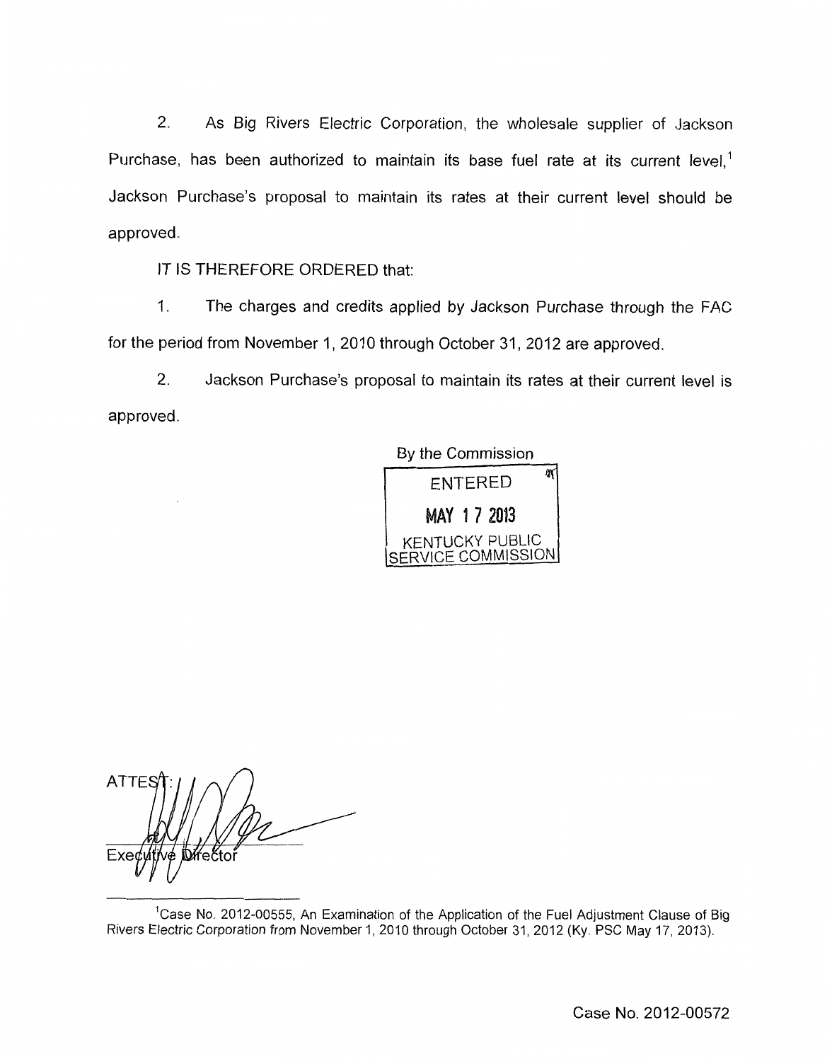2. As Big Rivers Electric Corporation, the wholesale supplier of Jackson Purchase, has been authorized to maintain its base fuel rate at its current level,[1] Jackson Purchase's proposal to maintain its rates at their current level should be approved.

IT IS THEREFORE ORDERED that:

1. The charges and credits applied by Jackson Purchase through the FAC for the period from November 1, 2010 through October 31, 2012 are approved.

2. Jackson Purchase's proposal to maintain its rates at their current level is approved.

By the Commission

ENTERED
MAY 17 2013
KENTUCKY PUBLIC SERVICE COMMISSION

ATTEST:

Executive Director

[1] Case No. 2012-00555, An Examination of the Application of the Fuel Adjustment Clause of Big Rivers Electric Corporation from November 1, 2010 through October 31, 2012 (Ky. PSC May 17, 2013).

Case No. 2012-00572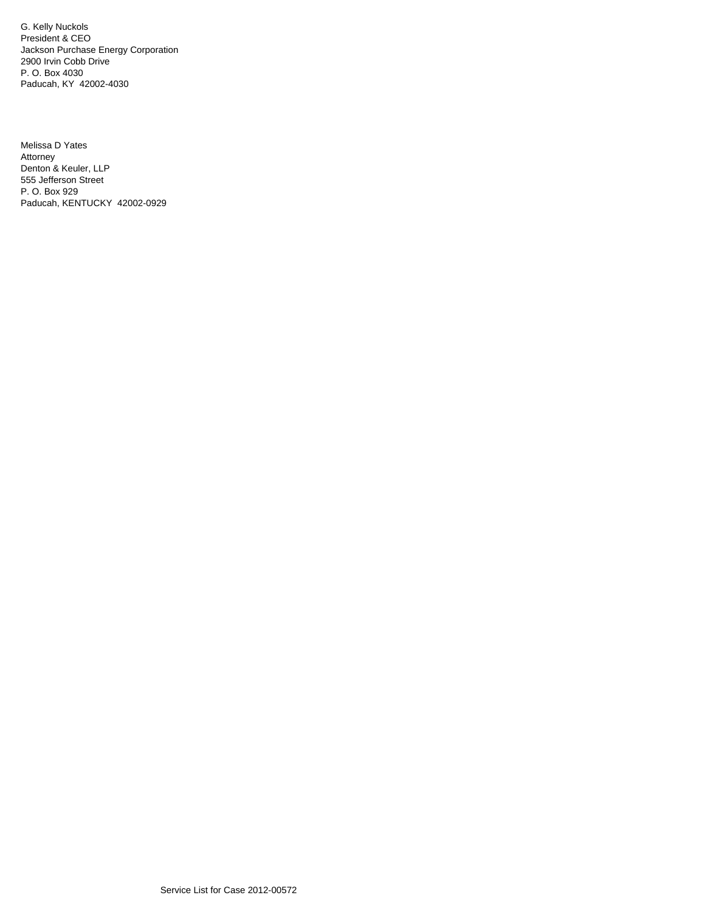G. Kelly Nuckols
President & CEO
Jackson Purchase Energy Corporation
2900 Irvin Cobb Drive
P. O. Box 4030
Paducah, KY  42002-4030

Melissa D Yates
Attorney
Denton & Keuler, LLP
555 Jefferson Street
P. O. Box 929
Paducah, KENTUCKY  42002-0929